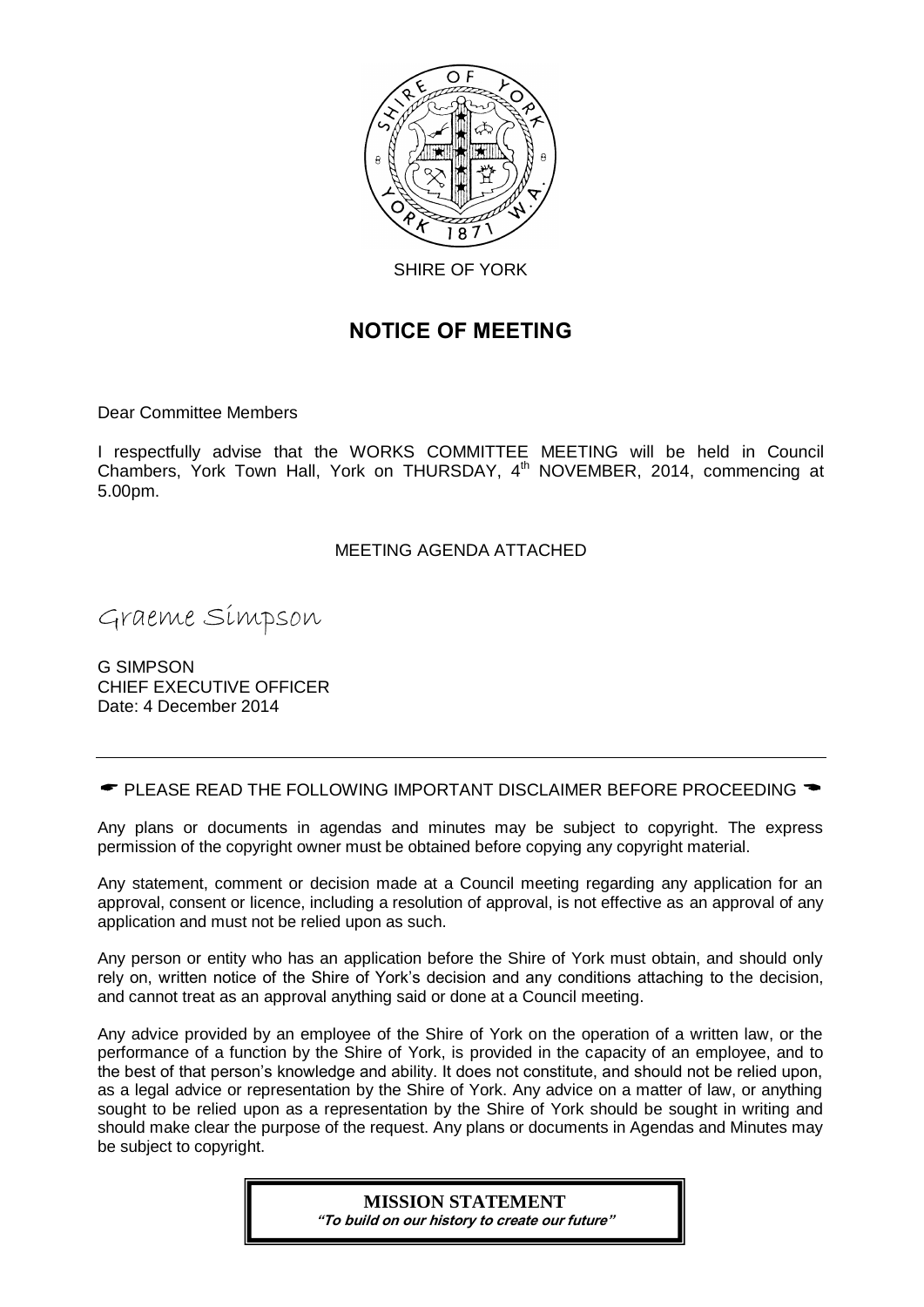SHIRE OF YORK

# NOTICE OF MEETING

Dear Committee Members

I respectfully advise that the WORKS COMMITTEE MEETING will be held in Council Chambers, York Town Hall, York on THURSDAY, 4th NOVEMBER, 2014, commencing at 5.00pm.

MEETING AGENDA ATTACHED

*Graeme Simpson*

G SIMPSON
CHIEF EXECUTIVE OFFICER
Date: 4 December 2014

---

☛ PLEASE READ THE FOLLOWING IMPORTANT DISCLAIMER BEFORE PROCEEDING ☚

Any plans or documents in agendas and minutes may be subject to copyright. The express permission of the copyright owner must be obtained before copying any copyright material.

Any statement, comment or decision made at a Council meeting regarding any application for an approval, consent or licence, including a resolution of approval, is not effective as an approval of any application and must not be relied upon as such.

Any person or entity who has an application before the Shire of York must obtain, and should only rely on, written notice of the Shire of York's decision and any conditions attaching to the decision, and cannot treat as an approval anything said or done at a Council meeting.

Any advice provided by an employee of the Shire of York on the operation of a written law, or the performance of a function by the Shire of York, is provided in the capacity of an employee, and to the best of that person's knowledge and ability. It does not constitute, and should not be relied upon, as a legal advice or representation by the Shire of York. Any advice on a matter of law, or anything sought to be relied upon as a representation by the Shire of York should be sought in writing and should make clear the purpose of the request. Any plans or documents in Agendas and Minutes may be subject to copyright.

**MISSION STATEMENT**
***"To build on our history to create our future"***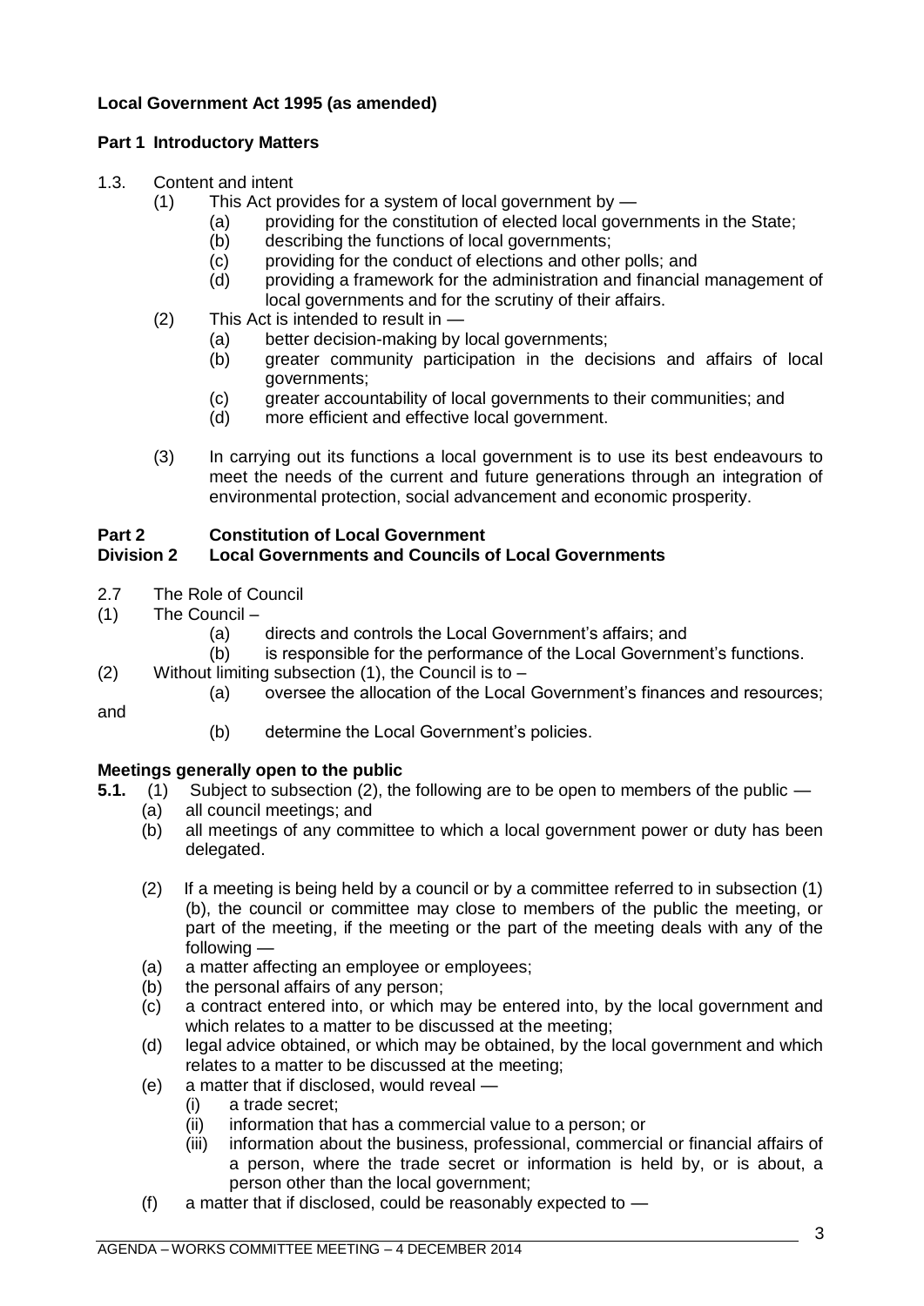**Local Government Act 1995 (as amended)**

**Part 1 Introductory Matters**

1.3. Content and intent

(1) This Act provides for a system of local government by —

(a) providing for the constitution of elected local governments in the State;

(b) describing the functions of local governments;

(c) providing for the conduct of elections and other polls; and

(d) providing a framework for the administration and financial management of local governments and for the scrutiny of their affairs.

(2) This Act is intended to result in —

(a) better decision-making by local governments;

(b) greater community participation in the decisions and affairs of local governments;

(c) greater accountability of local governments to their communities; and

(d) more efficient and effective local government.

(3) In carrying out its functions a local government is to use its best endeavours to meet the needs of the current and future generations through an integration of environmental protection, social advancement and economic prosperity.

**Part 2 Constitution of Local Government**
**Division 2 Local Governments and Councils of Local Governments**

2.7 The Role of Council

(1) The Council –

(a) directs and controls the Local Government's affairs; and

(b) is responsible for the performance of the Local Government's functions.

(2) Without limiting subsection (1), the Council is to –

(a) oversee the allocation of the Local Government's finances and resources; and

(b) determine the Local Government's policies.

**Meetings generally open to the public**

**5.1.** (1) Subject to subsection (2), the following are to be open to members of the public —

(a) all council meetings; and

(b) all meetings of any committee to which a local government power or duty has been delegated.

(2) If a meeting is being held by a council or by a committee referred to in subsection (1)(b), the council or committee may close to members of the public the meeting, or part of the meeting, if the meeting or the part of the meeting deals with any of the following —

(a) a matter affecting an employee or employees;

(b) the personal affairs of any person;

(c) a contract entered into, or which may be entered into, by the local government and which relates to a matter to be discussed at the meeting;

(d) legal advice obtained, or which may be obtained, by the local government and which relates to a matter to be discussed at the meeting;

(e) a matter that if disclosed, would reveal —

(i) a trade secret;

(ii) information that has a commercial value to a person; or

(iii) information about the business, professional, commercial or financial affairs of a person, where the trade secret or information is held by, or is about, a person other than the local government;

(f) a matter that if disclosed, could be reasonably expected to —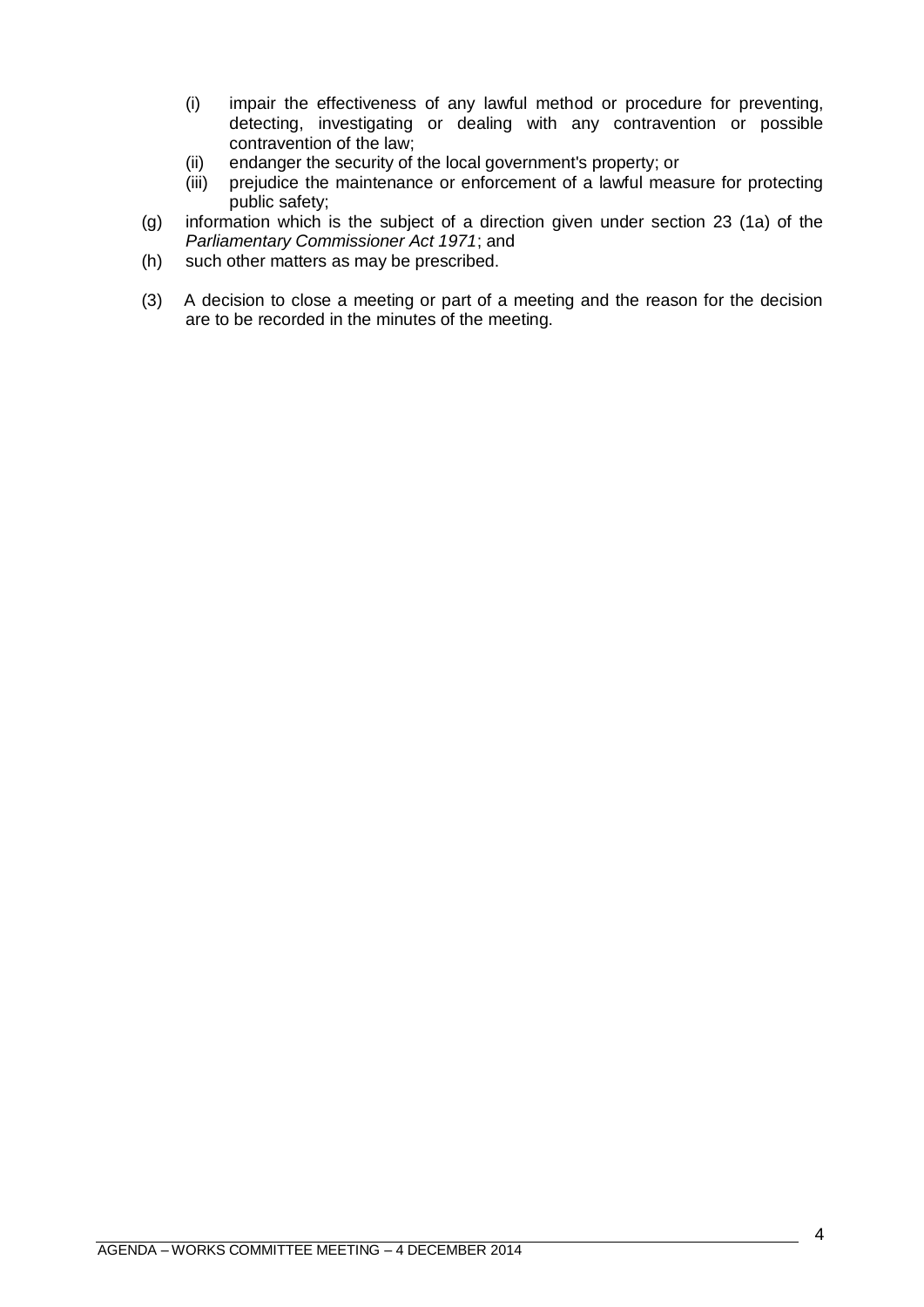- (i) impair the effectiveness of any lawful method or procedure for preventing, detecting, investigating or dealing with any contravention or possible contravention of the law;
   - (ii) endanger the security of the local government's property; or
   - (iii) prejudice the maintenance or enforcement of a lawful measure for protecting public safety;

- (g) information which is the subject of a direction given under section 23 (1a) of the *Parliamentary Commissioner Act 1971*; and
- (h) such other matters as may be prescribed.

(3) A decision to close a meeting or part of a meeting and the reason for the decision are to be recorded in the minutes of the meeting.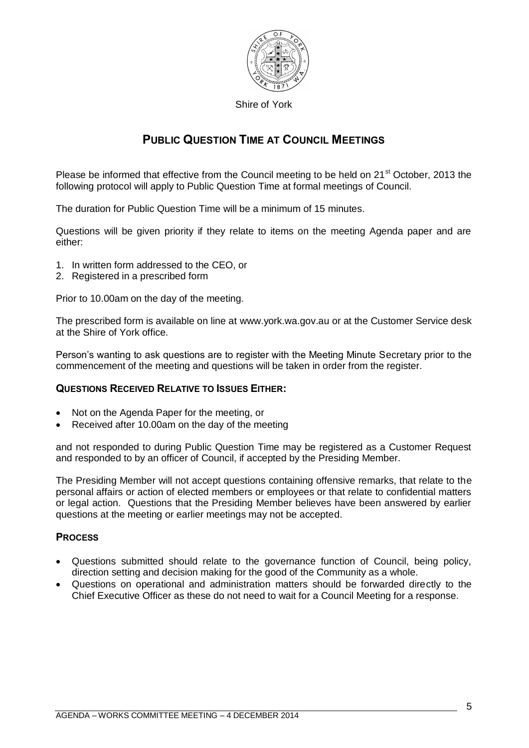Shire of York

# PUBLIC QUESTION TIME AT COUNCIL MEETINGS

Please be informed that effective from the Council meeting to be held on 21st October, 2013 the following protocol will apply to Public Question Time at formal meetings of Council.

The duration for Public Question Time will be a minimum of 15 minutes.

Questions will be given priority if they relate to items on the meeting Agenda paper and are either:

1. In written form addressed to the CEO, or
2. Registered in a prescribed form

Prior to 10.00am on the day of the meeting.

The prescribed form is available on line at www.york.wa.gov.au or at the Customer Service desk at the Shire of York office.

Person's wanting to ask questions are to register with the Meeting Minute Secretary prior to the commencement of the meeting and questions will be taken in order from the register.

### QUESTIONS RECEIVED RELATIVE TO ISSUES EITHER:

- Not on the Agenda Paper for the meeting, or
- Received after 10.00am on the day of the meeting

and not responded to during Public Question Time may be registered as a Customer Request and responded to by an officer of Council, if accepted by the Presiding Member.

The Presiding Member will not accept questions containing offensive remarks, that relate to the personal affairs or action of elected members or employees or that relate to confidential matters or legal action. Questions that the Presiding Member believes have been answered by earlier questions at the meeting or earlier meetings may not be accepted.

### PROCESS

- Questions submitted should relate to the governance function of Council, being policy, direction setting and decision making for the good of the Community as a whole.
- Questions on operational and administration matters should be forwarded directly to the Chief Executive Officer as these do not need to wait for a Council Meeting for a response.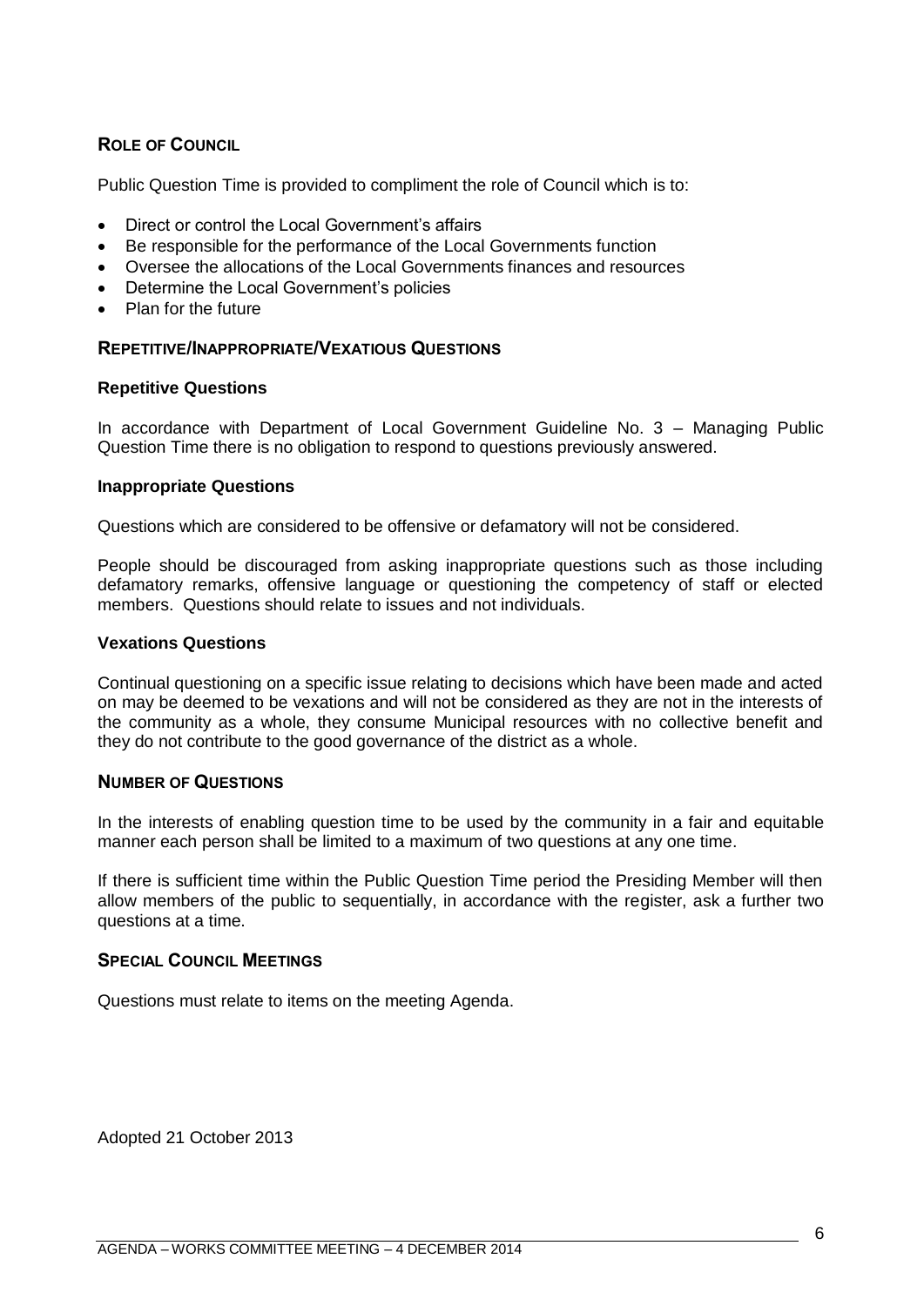## ROLE OF COUNCIL

Public Question Time is provided to compliment the role of Council which is to:

- Direct or control the Local Government's affairs
- Be responsible for the performance of the Local Governments function
- Oversee the allocations of the Local Governments finances and resources
- Determine the Local Government's policies
- Plan for the future

## REPETITIVE/INAPPROPRIATE/VEXATIOUS QUESTIONS

### Repetitive Questions

In accordance with Department of Local Government Guideline No. 3 – Managing Public Question Time there is no obligation to respond to questions previously answered.

### Inappropriate Questions

Questions which are considered to be offensive or defamatory will not be considered.

People should be discouraged from asking inappropriate questions such as those including defamatory remarks, offensive language or questioning the competency of staff or elected members. Questions should relate to issues and not individuals.

### Vexations Questions

Continual questioning on a specific issue relating to decisions which have been made and acted on may be deemed to be vexations and will not be considered as they are not in the interests of the community as a whole, they consume Municipal resources with no collective benefit and they do not contribute to the good governance of the district as a whole.

## NUMBER OF QUESTIONS

In the interests of enabling question time to be used by the community in a fair and equitable manner each person shall be limited to a maximum of two questions at any one time.

If there is sufficient time within the Public Question Time period the Presiding Member will then allow members of the public to sequentially, in accordance with the register, ask a further two questions at a time.

## SPECIAL COUNCIL MEETINGS

Questions must relate to items on the meeting Agenda.

Adopted 21 October 2013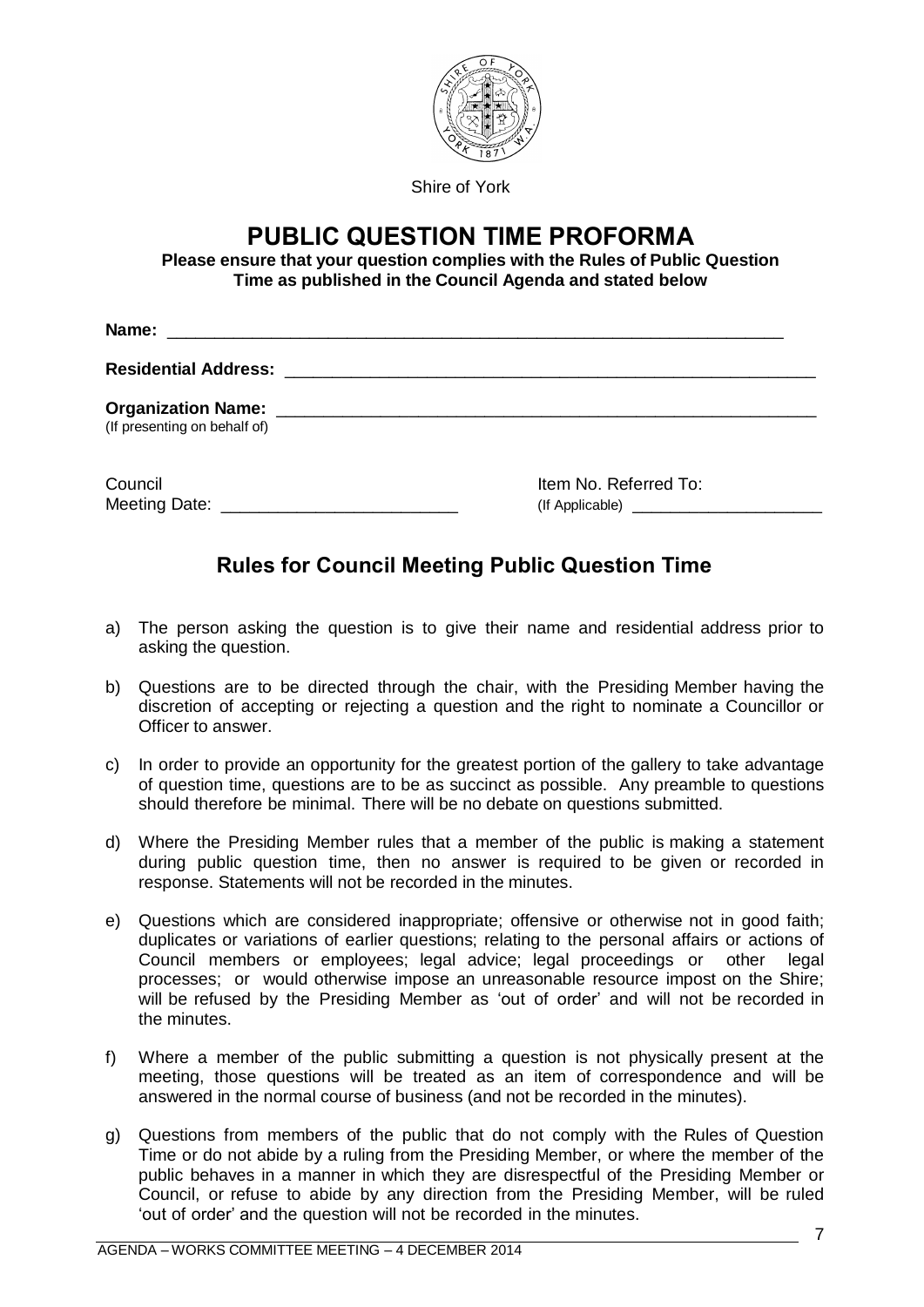Shire of York

# PUBLIC QUESTION TIME PROFORMA

**Please ensure that your question complies with the Rules of Public Question Time as published in the Council Agenda and stated below**

**Name:** ________________________________________________________________

**Residential Address:** ______________________________________________________

**Organization Name:** _______________________________________________________
(If presenting on behalf of)

Council Meeting Date: ________________________ Item No. Referred To: (If Applicable) ____________________

## Rules for Council Meeting Public Question Time

a) The person asking the question is to give their name and residential address prior to asking the question.

b) Questions are to be directed through the chair, with the Presiding Member having the discretion of accepting or rejecting a question and the right to nominate a Councillor or Officer to answer.

c) In order to provide an opportunity for the greatest portion of the gallery to take advantage of question time, questions are to be as succinct as possible. Any preamble to questions should therefore be minimal. There will be no debate on questions submitted.

d) Where the Presiding Member rules that a member of the public is making a statement during public question time, then no answer is required to be given or recorded in response. Statements will not be recorded in the minutes.

e) Questions which are considered inappropriate; offensive or otherwise not in good faith; duplicates or variations of earlier questions; relating to the personal affairs or actions of Council members or employees; legal advice; legal proceedings or other legal processes; or would otherwise impose an unreasonable resource impost on the Shire; will be refused by the Presiding Member as 'out of order' and will not be recorded in the minutes.

f) Where a member of the public submitting a question is not physically present at the meeting, those questions will be treated as an item of correspondence and will be answered in the normal course of business (and not be recorded in the minutes).

g) Questions from members of the public that do not comply with the Rules of Question Time or do not abide by a ruling from the Presiding Member, or where the member of the public behaves in a manner in which they are disrespectful of the Presiding Member or Council, or refuse to abide by any direction from the Presiding Member, will be ruled 'out of order' and the question will not be recorded in the minutes.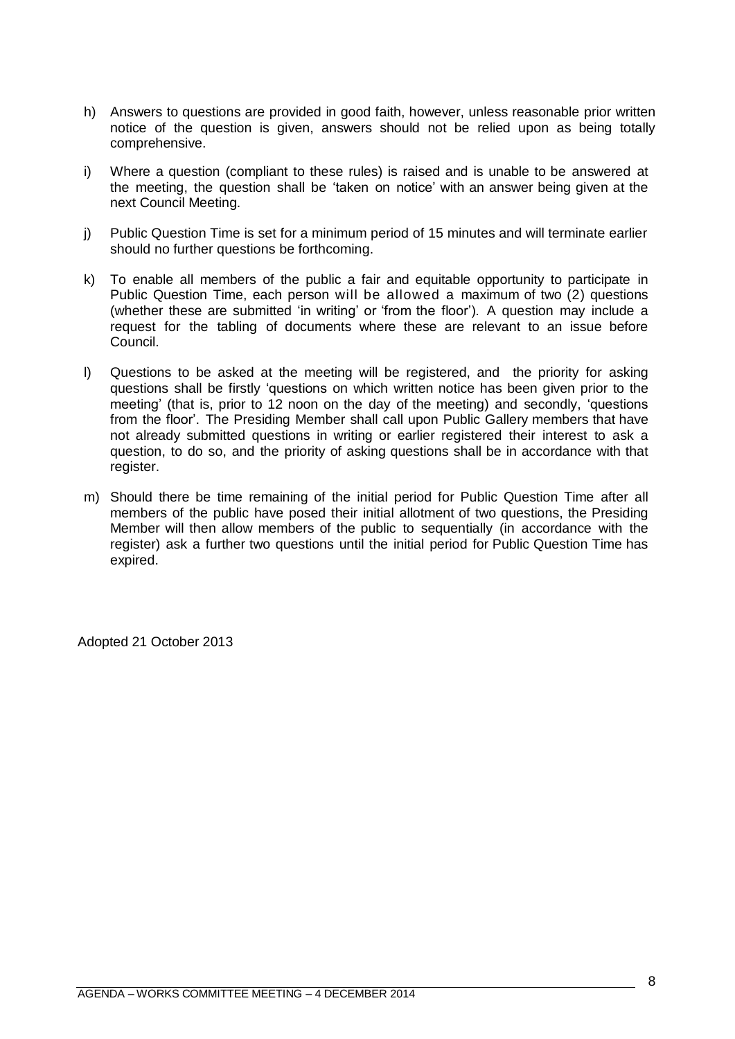h) Answers to questions are provided in good faith, however, unless reasonable prior written notice of the question is given, answers should not be relied upon as being totally comprehensive.

i) Where a question (compliant to these rules) is raised and is unable to be answered at the meeting, the question shall be 'taken on notice' with an answer being given at the next Council Meeting.

j) Public Question Time is set for a minimum period of 15 minutes and will terminate earlier should no further questions be forthcoming.

k) To enable all members of the public a fair and equitable opportunity to participate in Public Question Time, each person will be allowed a maximum of two (2) questions (whether these are submitted 'in writing' or 'from the floor'). A question may include a request for the tabling of documents where these are relevant to an issue before Council.

l) Questions to be asked at the meeting will be registered, and the priority for asking questions shall be firstly 'questions on which written notice has been given prior to the meeting' (that is, prior to 12 noon on the day of the meeting) and secondly, 'questions from the floor'. The Presiding Member shall call upon Public Gallery members that have not already submitted questions in writing or earlier registered their interest to ask a question, to do so, and the priority of asking questions shall be in accordance with that register.

m) Should there be time remaining of the initial period for Public Question Time after all members of the public have posed their initial allotment of two questions, the Presiding Member will then allow members of the public to sequentially (in accordance with the register) ask a further two questions until the initial period for Public Question Time has expired.

Adopted 21 October 2013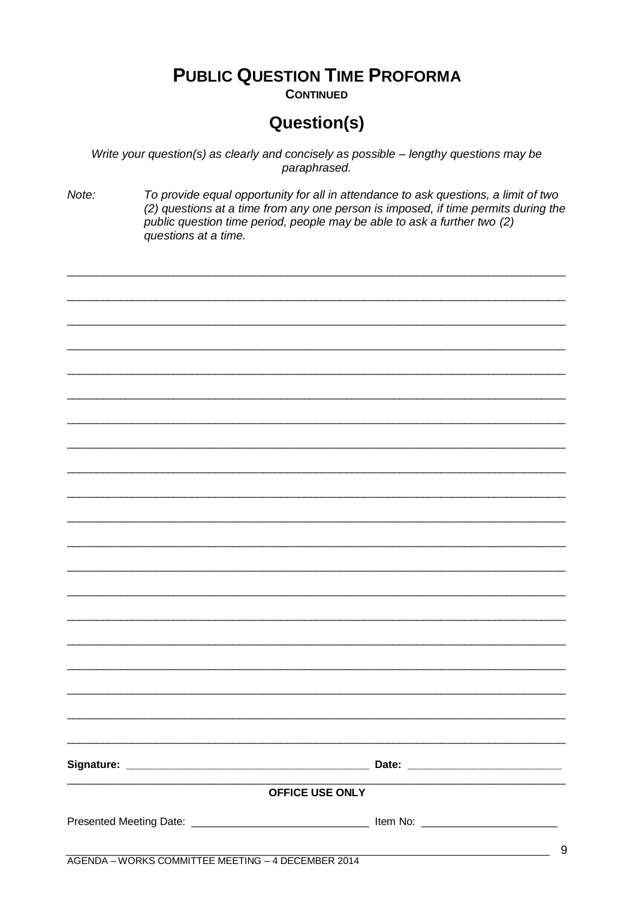# Public Question Time Proforma

**Continued**

## Question(s)

*Write your question(s) as clearly and concisely as possible – lengthy questions may be paraphrased.*

*Note:* *To provide equal opportunity for all in attendance to ask questions, a limit of two (2) questions at a time from any one person is imposed, if time permits during the public question time period, people may be able to ask a further two (2) questions at a time.*

______________________________________________________________________________

______________________________________________________________________________

______________________________________________________________________________

______________________________________________________________________________

______________________________________________________________________________

______________________________________________________________________________

______________________________________________________________________________

______________________________________________________________________________

______________________________________________________________________________

______________________________________________________________________________

______________________________________________________________________________

______________________________________________________________________________

______________________________________________________________________________

______________________________________________________________________________

______________________________________________________________________________

______________________________________________________________________________

______________________________________________________________________________

______________________________________________________________________________

______________________________________________________________________________

______________________________________________________________________________

**Signature:** ________________________________________ **Date:** _________________________

**OFFICE USE ONLY**

Presented Meeting Date: ______________________________ Item No: _______________________

AGENDA – WORKS COMMITTEE MEETING – 4 DECEMBER 2014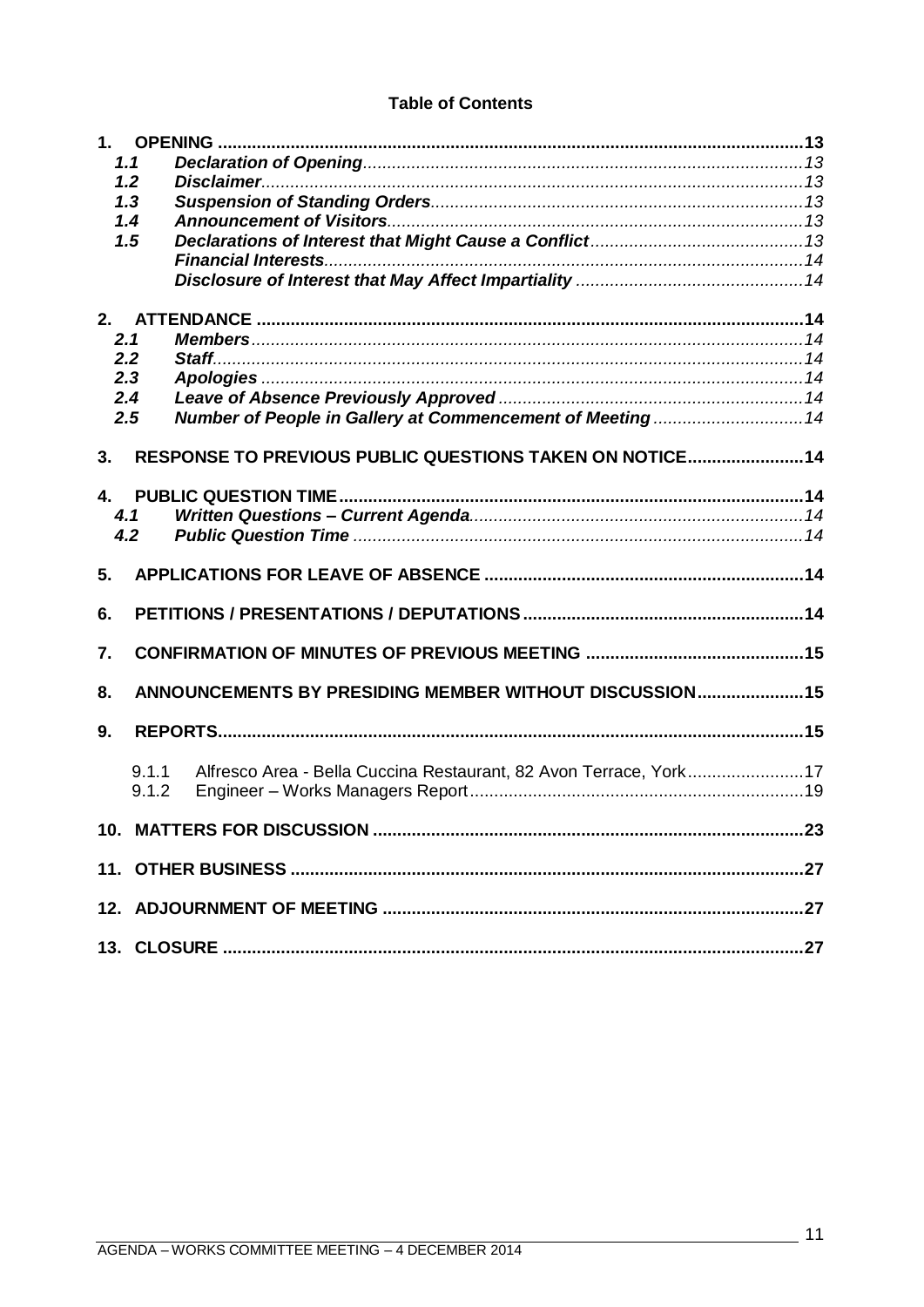**Table of Contents**

**1. OPENING** ........................................................................................................................ **13**

- **1.1** ***Declaration of Opening*** ............................................................................................ *13*
- **1.2** ***Disclaimer*** ............................................................................................................ *13*
- **1.3** ***Suspension of Standing Orders*** ................................................................................ *13*
- **1.4** ***Announcement of Visitors*** ........................................................................................ *13*
- **1.5** ***Declarations of Interest that Might Cause a Conflict*** ............................................... *13*
  - ***Financial Interests*** .................................................................................................... *14*
  - ***Disclosure of Interest that May Affect Impartiality*** ................................................. *14*

**2. ATTENDANCE** ................................................................................................................ **14**

- **2.1** ***Members*** ................................................................................................................ *14*
- **2.2** ***Staff*** ...................................................................................................................... *14*
- **2.3** ***Apologies*** ............................................................................................................... *14*
- **2.4** ***Leave of Absence Previously Approved*** .................................................................. *14*
- **2.5** ***Number of People in Gallery at Commencement of Meeting*** ................................... *14*

**3. RESPONSE TO PREVIOUS PUBLIC QUESTIONS TAKEN ON NOTICE** ........................ **14**

**4. PUBLIC QUESTION TIME** ................................................................................................ **14**

- **4.1** ***Written Questions – Current Agenda*** ....................................................................... *14*
- **4.2** ***Public Question Time*** .............................................................................................. *14*

**5. APPLICATIONS FOR LEAVE OF ABSENCE** .................................................................. **14**

**6. PETITIONS / PRESENTATIONS / DEPUTATIONS** .......................................................... **14**

**7. CONFIRMATION OF MINUTES OF PREVIOUS MEETING** ............................................. **15**

**8. ANNOUNCEMENTS BY PRESIDING MEMBER WITHOUT DISCUSSION** ...................... **15**

**9. REPORTS** ........................................................................................................................ **15**

- 9.1.1 Alfresco Area - Bella Cuccina Restaurant, 82 Avon Terrace, York ........................ 17
- 9.1.2 Engineer – Works Managers Report ..................................................................... 19

**10. MATTERS FOR DISCUSSION** ........................................................................................ **23**

**11. OTHER BUSINESS** .......................................................................................................... **27**

**12. ADJOURNMENT OF MEETING** ....................................................................................... **27**

**13. CLOSURE** ........................................................................................................................ **27**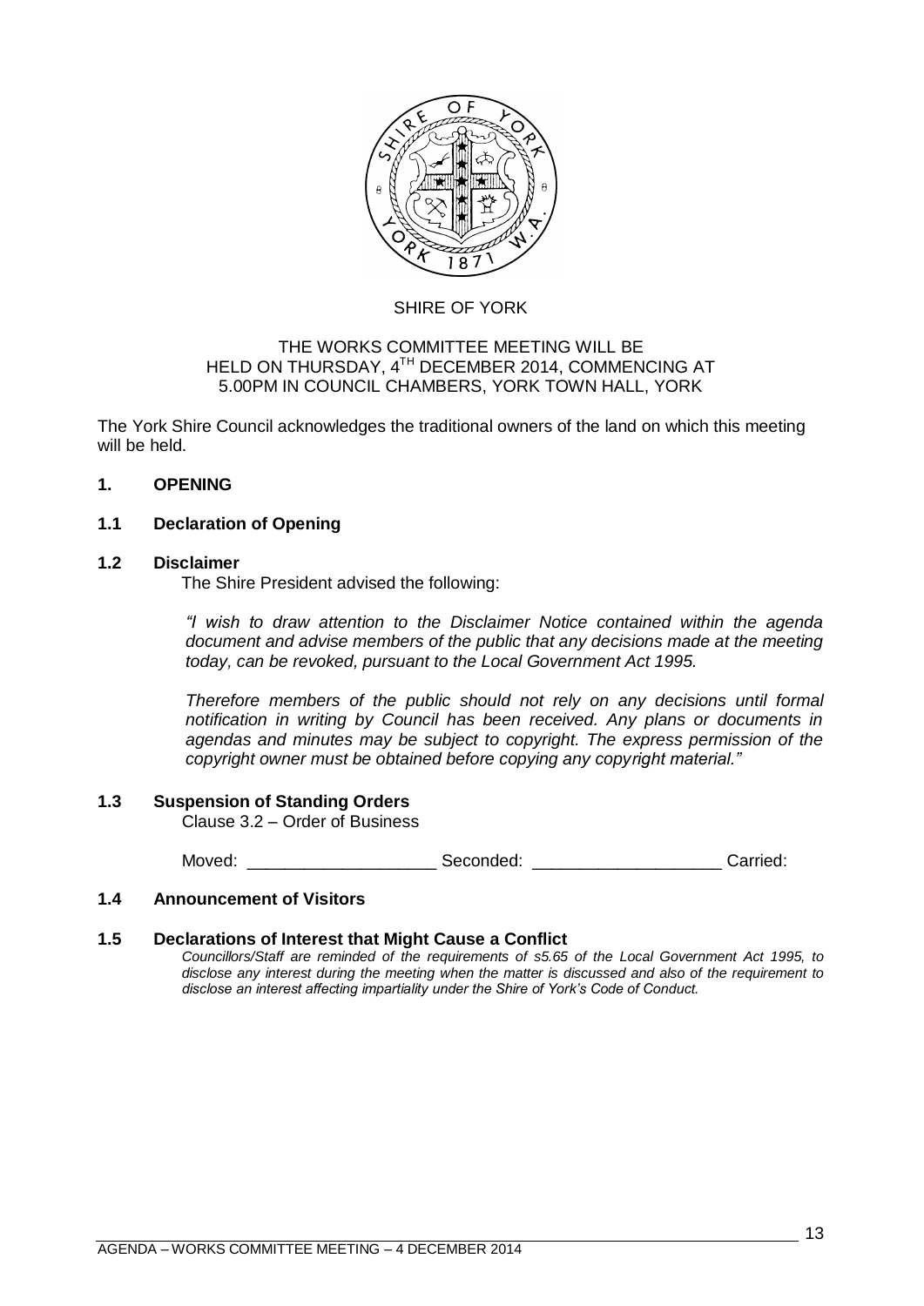SHIRE OF YORK

THE WORKS COMMITTEE MEETING WILL BE HELD ON THURSDAY, 4[TH] DECEMBER 2014, COMMENCING AT 5.00PM IN COUNCIL CHAMBERS, YORK TOWN HALL, YORK

The York Shire Council acknowledges the traditional owners of the land on which this meeting will be held.

## 1. OPENING

### 1.1 Declaration of Opening

### 1.2 Disclaimer

The Shire President advised the following:

*"I wish to draw attention to the Disclaimer Notice contained within the agenda document and advise members of the public that any decisions made at the meeting today, can be revoked, pursuant to the Local Government Act 1995.*

*Therefore members of the public should not rely on any decisions until formal notification in writing by Council has been received. Any plans or documents in agendas and minutes may be subject to copyright. The express permission of the copyright owner must be obtained before copying any copyright material."*

### 1.3 Suspension of Standing Orders

Clause 3.2 – Order of Business

Moved: ____________________ Seconded: ____________________ Carried:

### 1.4 Announcement of Visitors

### 1.5 Declarations of Interest that Might Cause a Conflict

*Councillors/Staff are reminded of the requirements of s5.65 of the Local Government Act 1995, to disclose any interest during the meeting when the matter is discussed and also of the requirement to disclose an interest affecting impartiality under the Shire of York's Code of Conduct.*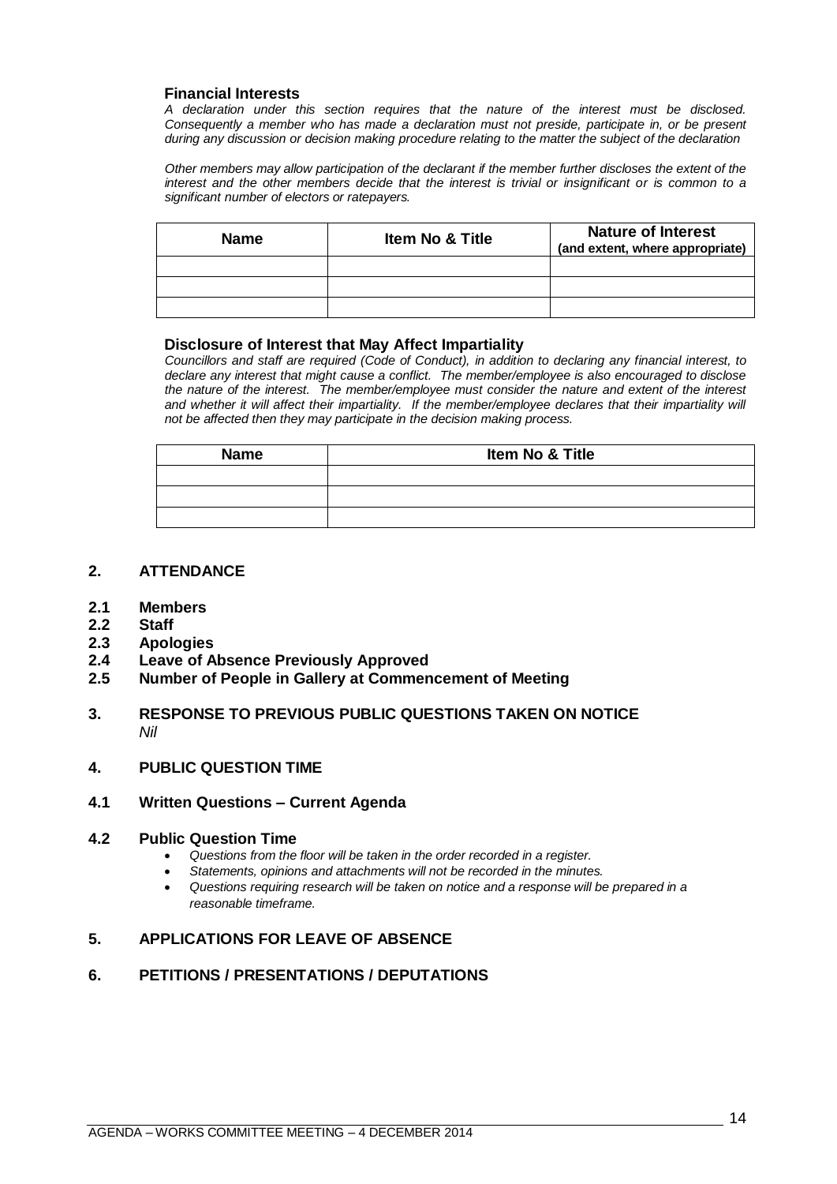**Financial Interests**

*A declaration under this section requires that the nature of the interest must be disclosed. Consequently a member who has made a declaration must not preside, participate in, or be present during any discussion or decision making procedure relating to the matter the subject of the declaration*

*Other members may allow participation of the declarant if the member further discloses the extent of the interest and the other members decide that the interest is trivial or insignificant or is common to a significant number of electors or ratepayers.*

| Name | Item No & Title | Nature of Interest (and extent, where appropriate) |
|---|---|---|
| | | |
| | | |
| | | |

**Disclosure of Interest that May Affect Impartiality**

*Councillors and staff are required (Code of Conduct), in addition to declaring any financial interest, to declare any interest that might cause a conflict. The member/employee is also encouraged to disclose the nature of the interest. The member/employee must consider the nature and extent of the interest and whether it will affect their impartiality. If the member/employee declares that their impartiality will not be affected then they may participate in the decision making process.*

| Name | Item No & Title |
|---|---|
| | |
| | |
| | |

## 2. ATTENDANCE

### 2.1 Members
### 2.2 Staff
### 2.3 Apologies
### 2.4 Leave of Absence Previously Approved
### 2.5 Number of People in Gallery at Commencement of Meeting

## 3. RESPONSE TO PREVIOUS PUBLIC QUESTIONS TAKEN ON NOTICE

*Nil*

## 4. PUBLIC QUESTION TIME

### 4.1 Written Questions – Current Agenda

### 4.2 Public Question Time

- *Questions from the floor will be taken in the order recorded in a register.*
- *Statements, opinions and attachments will not be recorded in the minutes.*
- *Questions requiring research will be taken on notice and a response will be prepared in a reasonable timeframe.*

## 5. APPLICATIONS FOR LEAVE OF ABSENCE

## 6. PETITIONS / PRESENTATIONS / DEPUTATIONS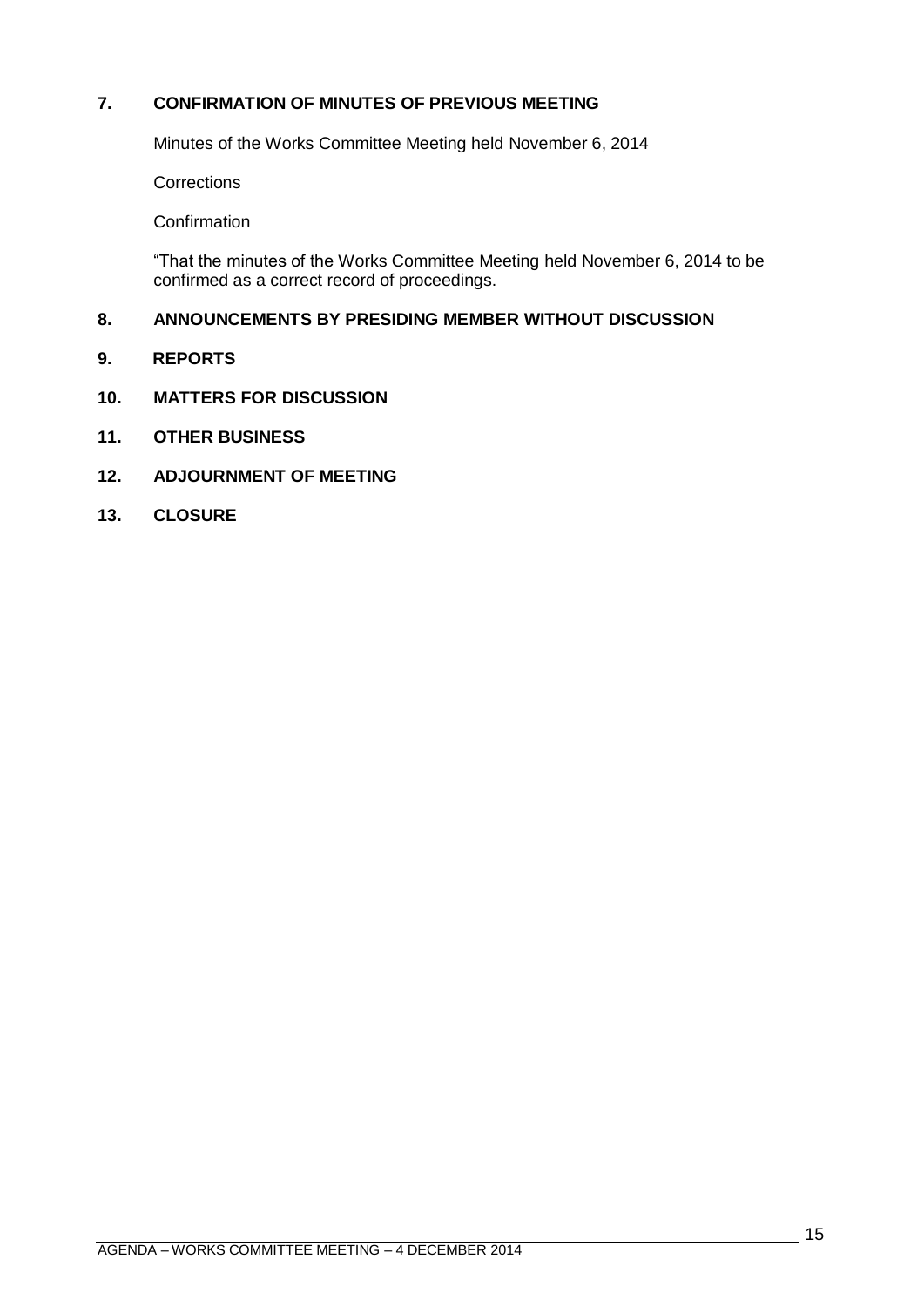## 7. CONFIRMATION OF MINUTES OF PREVIOUS MEETING

Minutes of the Works Committee Meeting held November 6, 2014

Corrections

Confirmation

"That the minutes of the Works Committee Meeting held November 6, 2014 to be confirmed as a correct record of proceedings.

## 8. ANNOUNCEMENTS BY PRESIDING MEMBER WITHOUT DISCUSSION

## 9. REPORTS

## 10. MATTERS FOR DISCUSSION

## 11. OTHER BUSINESS

## 12. ADJOURNMENT OF MEETING

## 13. CLOSURE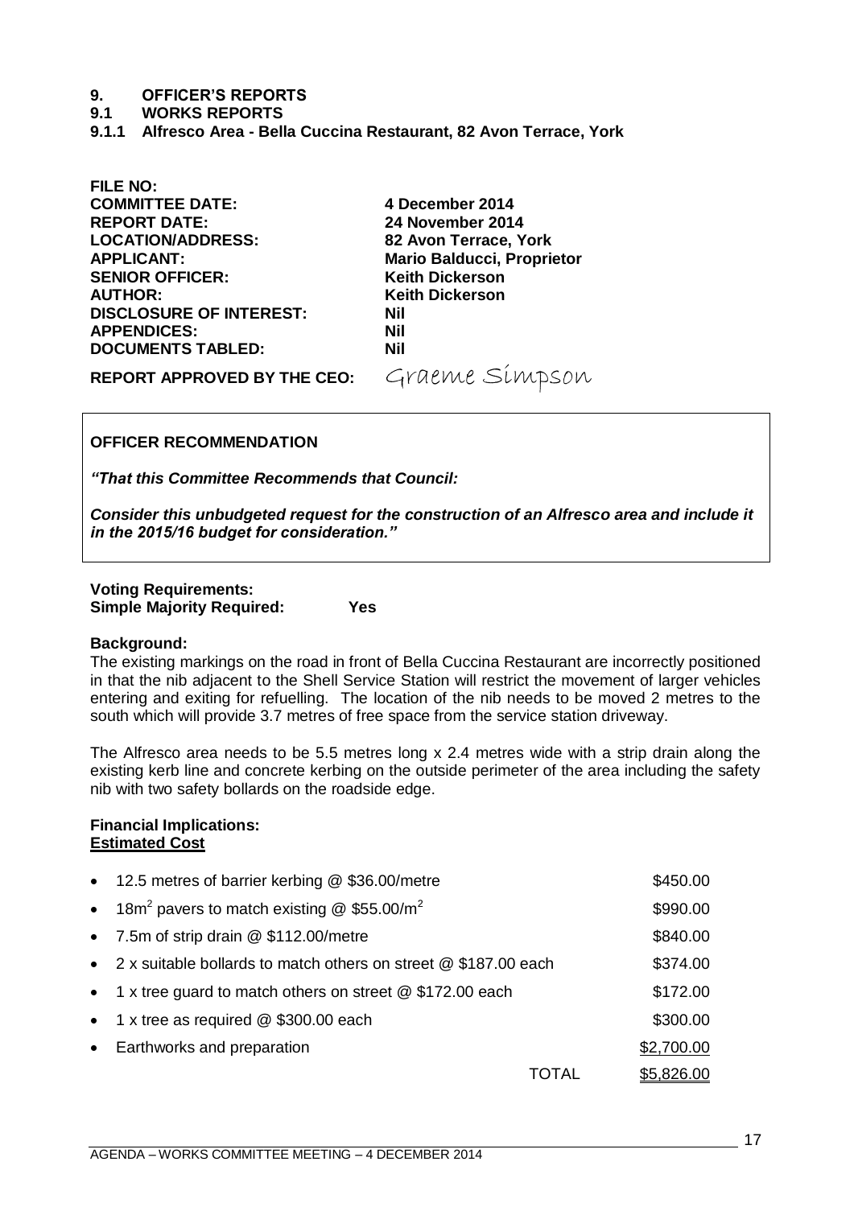# 9. OFFICER'S REPORTS

## 9.1 WORKS REPORTS

### 9.1.1 Alfresco Area - Bella Cuccina Restaurant, 82 Avon Terrace, York

| | |
|---|---|
| **FILE NO:** | |
| **COMMITTEE DATE:** | **4 December 2014** |
| **REPORT DATE:** | **24 November 2014** |
| **LOCATION/ADDRESS:** | **82 Avon Terrace, York** |
| **APPLICANT:** | **Mario Balducci, Proprietor** |
| **SENIOR OFFICER:** | **Keith Dickerson** |
| **AUTHOR:** | **Keith Dickerson** |
| **DISCLOSURE OF INTEREST:** | **Nil** |
| **APPENDICES:** | **Nil** |
| **DOCUMENTS TABLED:** | **Nil** |
| **REPORT APPROVED BY THE CEO:** | Graeme Simpson |

**OFFICER RECOMMENDATION**

***"That this Committee Recommends that Council:***

***Consider this unbudgeted request for the construction of an Alfresco area and include it in the 2015/16 budget for consideration."***

**Voting Requirements:**
**Simple Majority Required: Yes**

**Background:**
The existing markings on the road in front of Bella Cuccina Restaurant are incorrectly positioned in that the nib adjacent to the Shell Service Station will restrict the movement of larger vehicles entering and exiting for refuelling. The location of the nib needs to be moved 2 metres to the south which will provide 3.7 metres of free space from the service station driveway.

The Alfresco area needs to be 5.5 metres long x 2.4 metres wide with a strip drain along the existing kerb line and concrete kerbing on the outside perimeter of the area including the safety nib with two safety bollards on the roadside edge.

**Financial Implications:**
**<u>Estimated Cost</u>**

| Item | | Cost |
|---|---|---|
| • 12.5 metres of barrier kerbing @ \$36.00/metre | | \$450.00 |
| • 18m$^2$ pavers to match existing @ \$55.00/m$^2$ | | \$990.00 |
| • 7.5m of strip drain @ \$112.00/metre | | \$840.00 |
| • 2 x suitable bollards to match others on street @ \$187.00 each | | \$374.00 |
| • 1 x tree guard to match others on street @ \$172.00 each | | \$172.00 |
| • 1 x tree as required @ \$300.00 each | | \$300.00 |
| • Earthworks and preparation | | <u>\$2,700.00</u> |
| | TOTAL | <u>\$5,826.00</u> |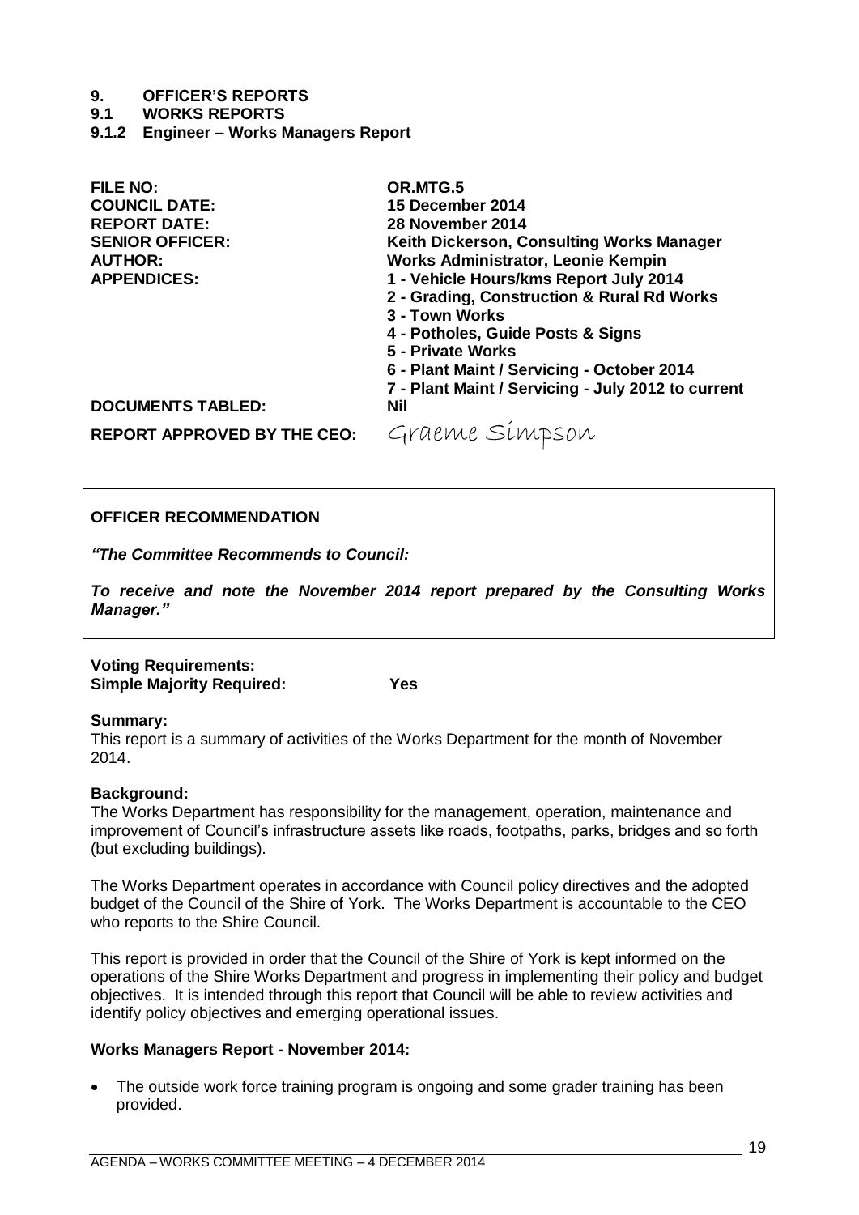# 9. OFFICER'S REPORTS

## 9.1 WORKS REPORTS

### 9.1.2 Engineer – Works Managers Report

| | |
|---|---|
| **FILE NO:** | **OR.MTG.5** |
| **COUNCIL DATE:** | **15 December 2014** |
| **REPORT DATE:** | **28 November 2014** |
| **SENIOR OFFICER:** | **Keith Dickerson, Consulting Works Manager** |
| **AUTHOR:** | **Works Administrator, Leonie Kempin** |
| **APPENDICES:** | **1 - Vehicle Hours/kms Report July 2014**<br>**2 - Grading, Construction & Rural Rd Works**<br>**3 - Town Works**<br>**4 - Potholes, Guide Posts & Signs**<br>**5 - Private Works**<br>**6 - Plant Maint / Servicing - October 2014**<br>**7 - Plant Maint / Servicing - July 2012 to current** |
| **DOCUMENTS TABLED:** | **Nil** |
| **REPORT APPROVED BY THE CEO:** | Graeme Simpson |

**OFFICER RECOMMENDATION**

***"The Committee Recommends to Council:***

***To receive and note the November 2014 report prepared by the Consulting Works Manager."***

**Voting Requirements:**
**Simple Majority Required: Yes**

**Summary:**
This report is a summary of activities of the Works Department for the month of November 2014.

**Background:**
The Works Department has responsibility for the management, operation, maintenance and improvement of Council's infrastructure assets like roads, footpaths, parks, bridges and so forth (but excluding buildings).

The Works Department operates in accordance with Council policy directives and the adopted budget of the Council of the Shire of York. The Works Department is accountable to the CEO who reports to the Shire Council.

This report is provided in order that the Council of the Shire of York is kept informed on the operations of the Shire Works Department and progress in implementing their policy and budget objectives. It is intended through this report that Council will be able to review activities and identify policy objectives and emerging operational issues.

**Works Managers Report - November 2014:**

- The outside work force training program is ongoing and some grader training has been provided.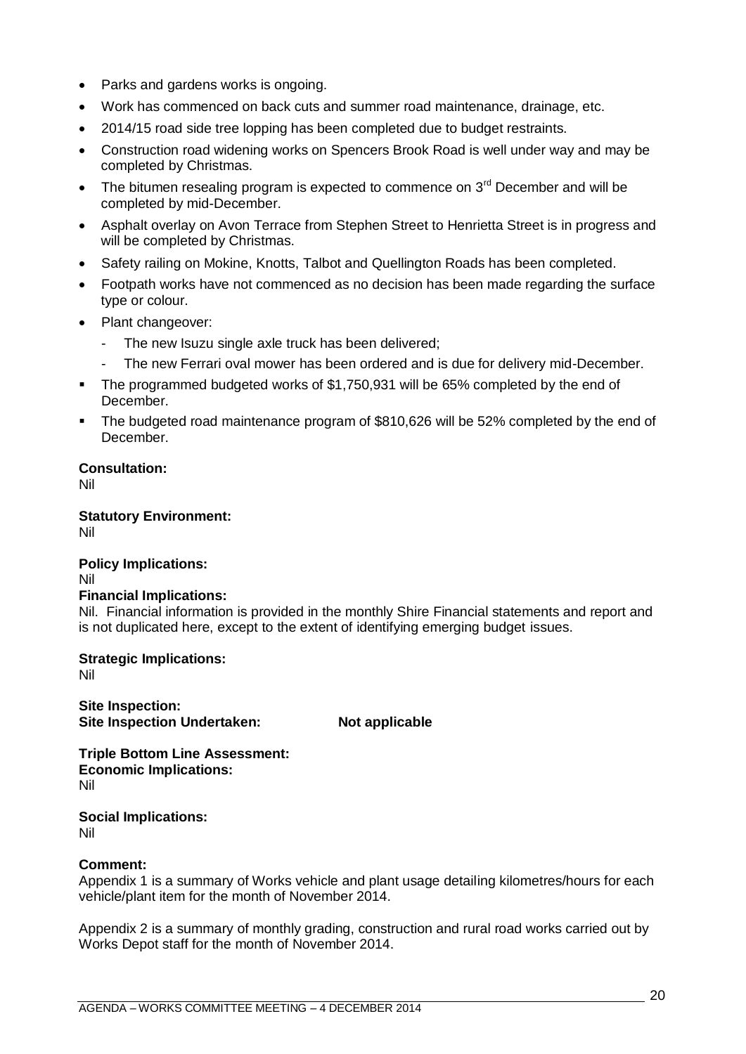- Parks and gardens works is ongoing.
- Work has commenced on back cuts and summer road maintenance, drainage, etc.
- 2014/15 road side tree lopping has been completed due to budget restraints.
- Construction road widening works on Spencers Brook Road is well under way and may be completed by Christmas.
- The bitumen resealing program is expected to commence on 3rd December and will be completed by mid-December.
- Asphalt overlay on Avon Terrace from Stephen Street to Henrietta Street is in progress and will be completed by Christmas.
- Safety railing on Mokine, Knotts, Talbot and Quellington Roads has been completed.
- Footpath works have not commenced as no decision has been made regarding the surface type or colour.
- Plant changeover:
  - The new Isuzu single axle truck has been delivered;
  - The new Ferrari oval mower has been ordered and is due for delivery mid-December.
- The programmed budgeted works of $1,750,931 will be 65% completed by the end of December.
- The budgeted road maintenance program of $810,626 will be 52% completed by the end of December.

**Consultation:**
Nil

**Statutory Environment:**
Nil

**Policy Implications:**
Nil

**Financial Implications:**
Nil. Financial information is provided in the monthly Shire Financial statements and report and is not duplicated here, except to the extent of identifying emerging budget issues.

**Strategic Implications:**
Nil

**Site Inspection:**
**Site Inspection Undertaken:** **Not applicable**

**Triple Bottom Line Assessment:**
**Economic Implications:**
Nil

**Social Implications:**
Nil

**Comment:**
Appendix 1 is a summary of Works vehicle and plant usage detailing kilometres/hours for each vehicle/plant item for the month of November 2014.

Appendix 2 is a summary of monthly grading, construction and rural road works carried out by Works Depot staff for the month of November 2014.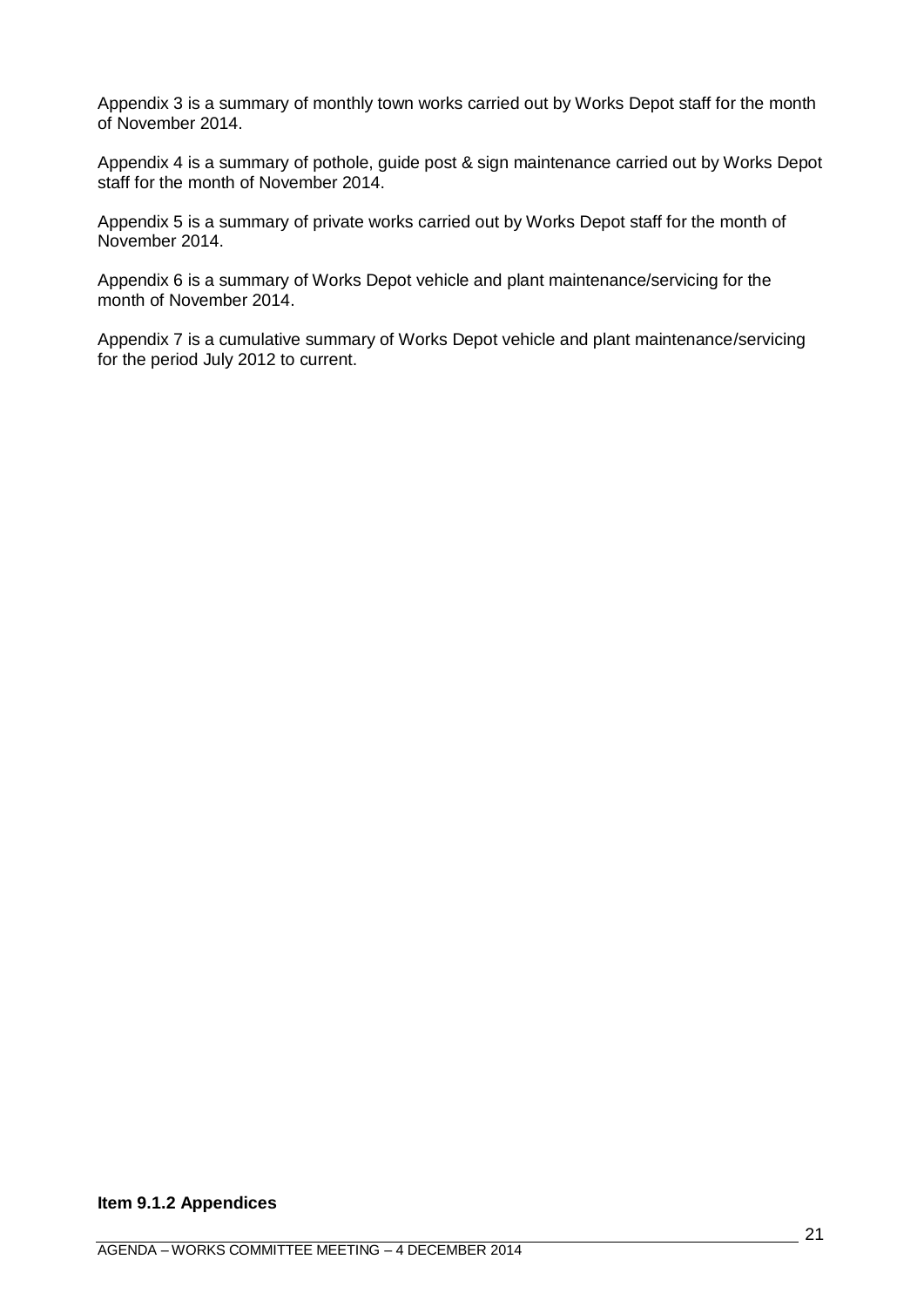Appendix 3 is a summary of monthly town works carried out by Works Depot staff for the month of November 2014.

Appendix 4 is a summary of pothole, guide post & sign maintenance carried out by Works Depot staff for the month of November 2014.

Appendix 5 is a summary of private works carried out by Works Depot staff for the month of November 2014.

Appendix 6 is a summary of Works Depot vehicle and plant maintenance/servicing for the month of November 2014.

Appendix 7 is a cumulative summary of Works Depot vehicle and plant maintenance/servicing for the period July 2012 to current.

**Item 9.1.2 Appendices**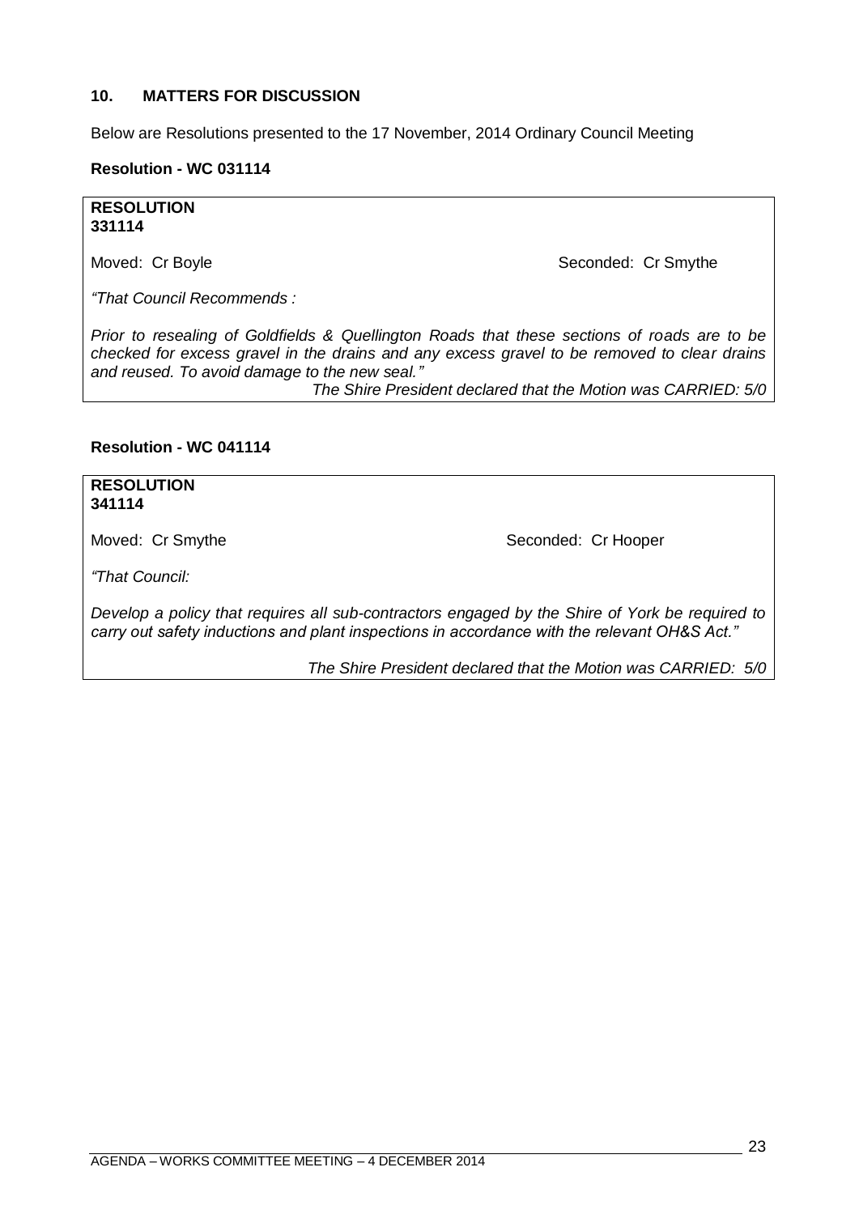## 10. MATTERS FOR DISCUSSION

Below are Resolutions presented to the 17 November, 2014 Ordinary Council Meeting

**Resolution - WC 031114**

**RESOLUTION**
**331114**

Moved: Cr Boyle Seconded: Cr Smythe

*"That Council Recommends :*

*Prior to resealing of Goldfields & Quellington Roads that these sections of roads are to be checked for excess gravel in the drains and any excess gravel to be removed to clear drains and reused. To avoid damage to the new seal."*

*The Shire President declared that the Motion was CARRIED: 5/0*

**Resolution - WC 041114**

**RESOLUTION**
**341114**

Moved: Cr Smythe Seconded: Cr Hooper

*"That Council:*

*Develop a policy that requires all sub-contractors engaged by the Shire of York be required to carry out safety inductions and plant inspections in accordance with the relevant OH&S Act."*

*The Shire President declared that the Motion was CARRIED: 5/0*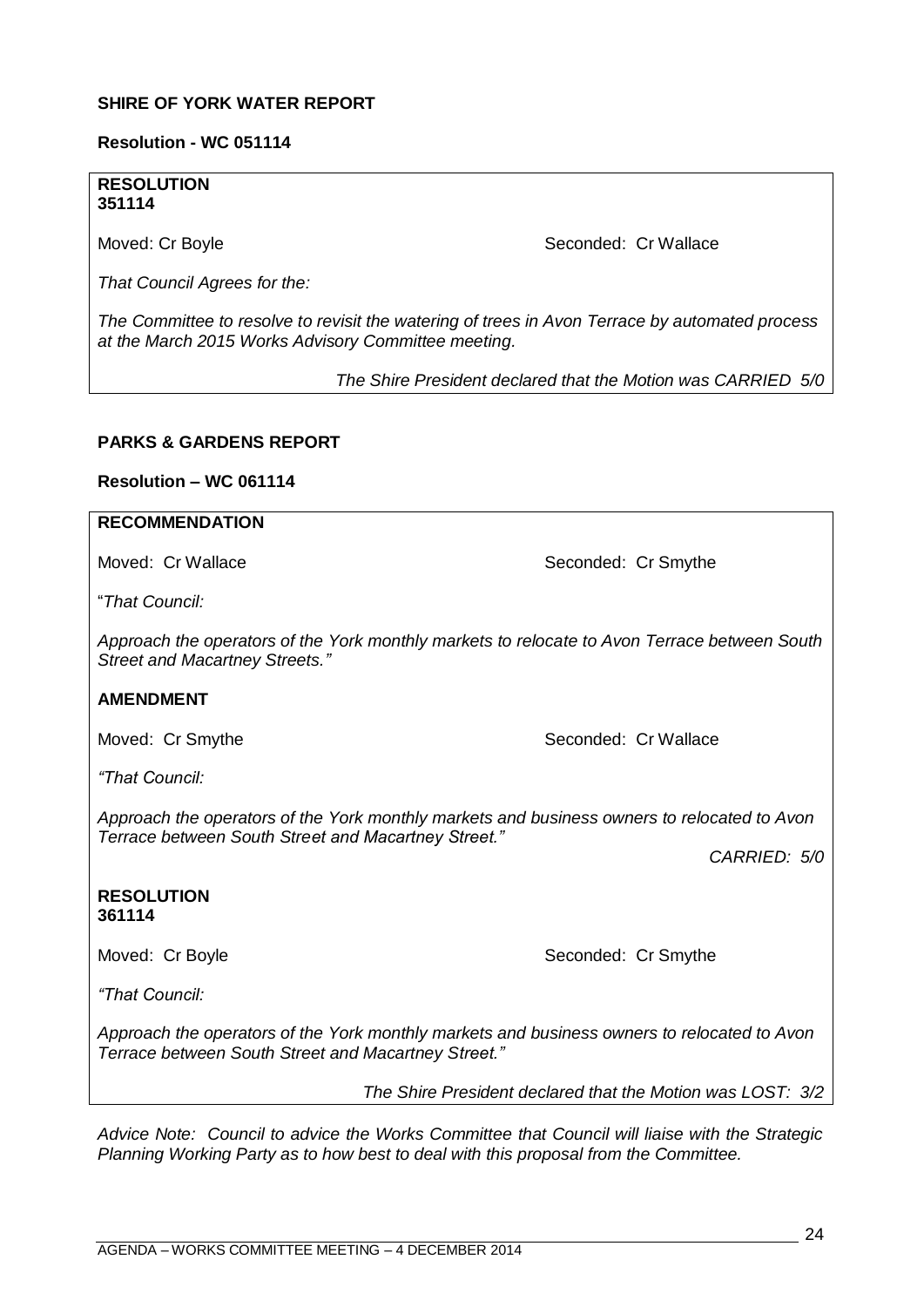**SHIRE OF YORK WATER REPORT**

**Resolution - WC 051114**

**RESOLUTION**
**351114**

Moved: Cr Boyle Seconded: Cr Wallace

*That Council Agrees for the:*

*The Committee to resolve to revisit the watering of trees in Avon Terrace by automated process at the March 2015 Works Advisory Committee meeting.*

*The Shire President declared that the Motion was CARRIED 5/0*

**PARKS & GARDENS REPORT**

**Resolution – WC 061114**

**RECOMMENDATION**

Moved: Cr Wallace Seconded: Cr Smythe

"*That Council:*

*Approach the operators of the York monthly markets to relocate to Avon Terrace between South Street and Macartney Streets."*

**AMENDMENT**

Moved: Cr Smythe Seconded: Cr Wallace

*"That Council:*

*Approach the operators of the York monthly markets and business owners to relocated to Avon Terrace between South Street and Macartney Street."*

*CARRIED: 5/0*

**RESOLUTION**
**361114**

Moved: Cr Boyle Seconded: Cr Smythe

*"That Council:*

*Approach the operators of the York monthly markets and business owners to relocated to Avon Terrace between South Street and Macartney Street."*

*The Shire President declared that the Motion was LOST: 3/2*

*Advice Note: Council to advice the Works Committee that Council will liaise with the Strategic Planning Working Party as to how best to deal with this proposal from the Committee.*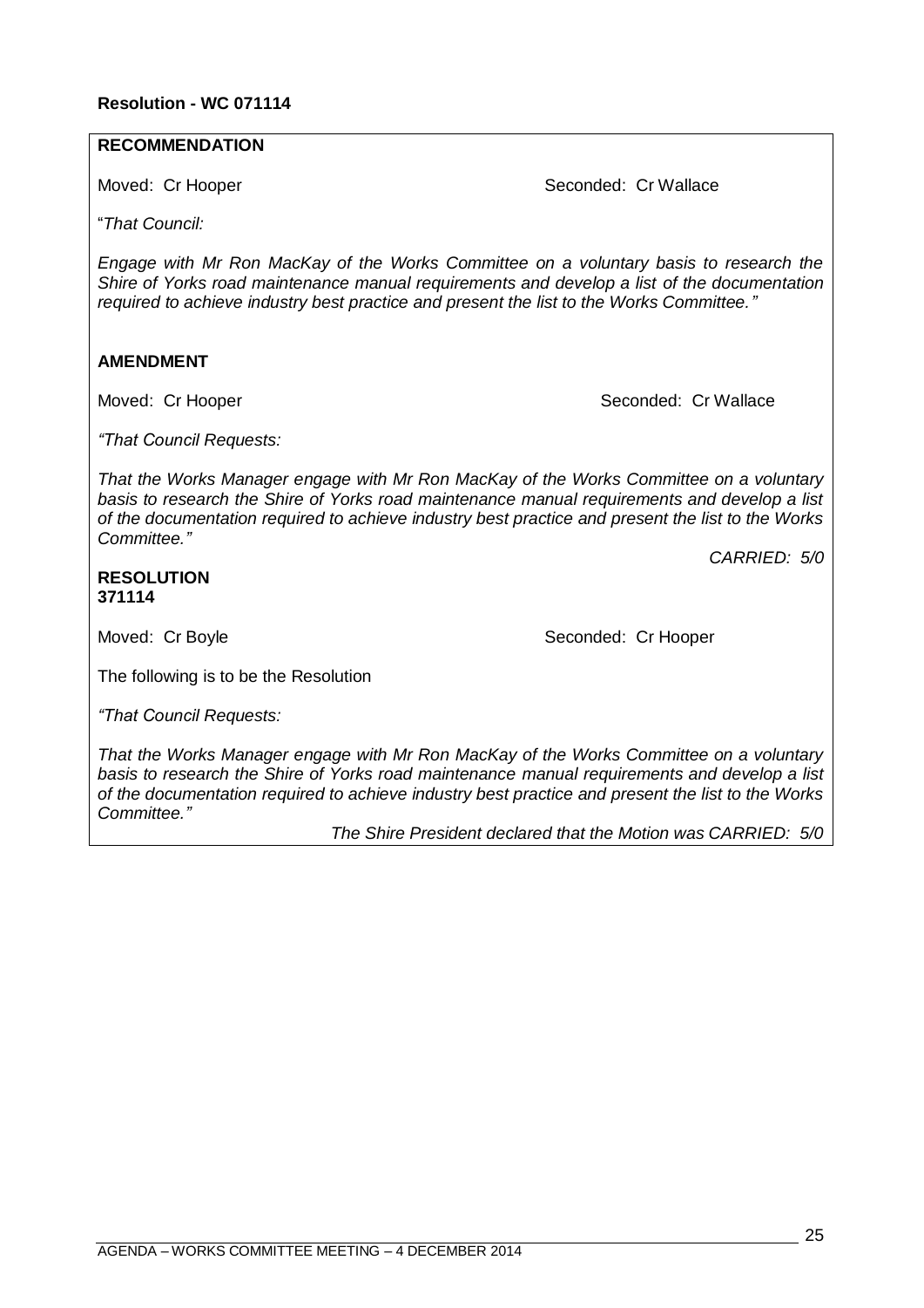**Resolution - WC 071114**

**RECOMMENDATION**

Moved: Cr Hooper Seconded: Cr Wallace

"*That Council:*

*Engage with Mr Ron MacKay of the Works Committee on a voluntary basis to research the Shire of Yorks road maintenance manual requirements and develop a list of the documentation required to achieve industry best practice and present the list to the Works Committee."*

**AMENDMENT**

Moved: Cr Hooper Seconded: Cr Wallace

*"That Council Requests:*

*That the Works Manager engage with Mr Ron MacKay of the Works Committee on a voluntary basis to research the Shire of Yorks road maintenance manual requirements and develop a list of the documentation required to achieve industry best practice and present the list to the Works Committee."*

*CARRIED: 5/0*

**RESOLUTION**
**371114**

Moved: Cr Boyle Seconded: Cr Hooper

The following is to be the Resolution

*"That Council Requests:*

*That the Works Manager engage with Mr Ron MacKay of the Works Committee on a voluntary basis to research the Shire of Yorks road maintenance manual requirements and develop a list of the documentation required to achieve industry best practice and present the list to the Works Committee."*

*The Shire President declared that the Motion was CARRIED: 5/0*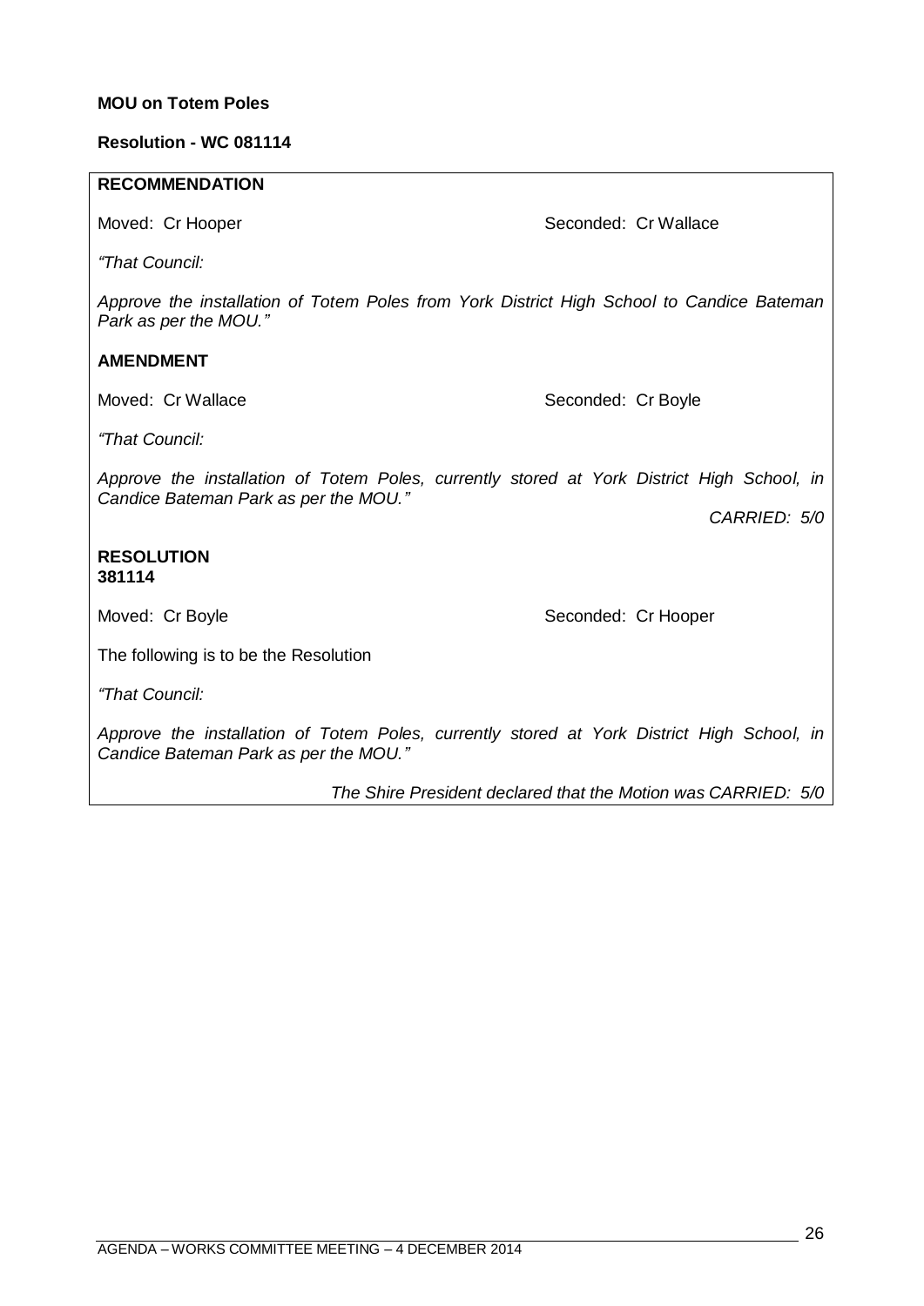**MOU on Totem Poles**

**Resolution - WC 081114**

**RECOMMENDATION**

Moved: Cr Hooper Seconded: Cr Wallace

*"That Council:*

*Approve the installation of Totem Poles from York District High School to Candice Bateman Park as per the MOU."*

**AMENDMENT**

Moved: Cr Wallace Seconded: Cr Boyle

*"That Council:*

*Approve the installation of Totem Poles, currently stored at York District High School, in Candice Bateman Park as per the MOU."*

*CARRIED: 5/0*

**RESOLUTION**
**381114**

Moved: Cr Boyle Seconded: Cr Hooper

The following is to be the Resolution

*"That Council:*

*Approve the installation of Totem Poles, currently stored at York District High School, in Candice Bateman Park as per the MOU."*

*The Shire President declared that the Motion was CARRIED: 5/0*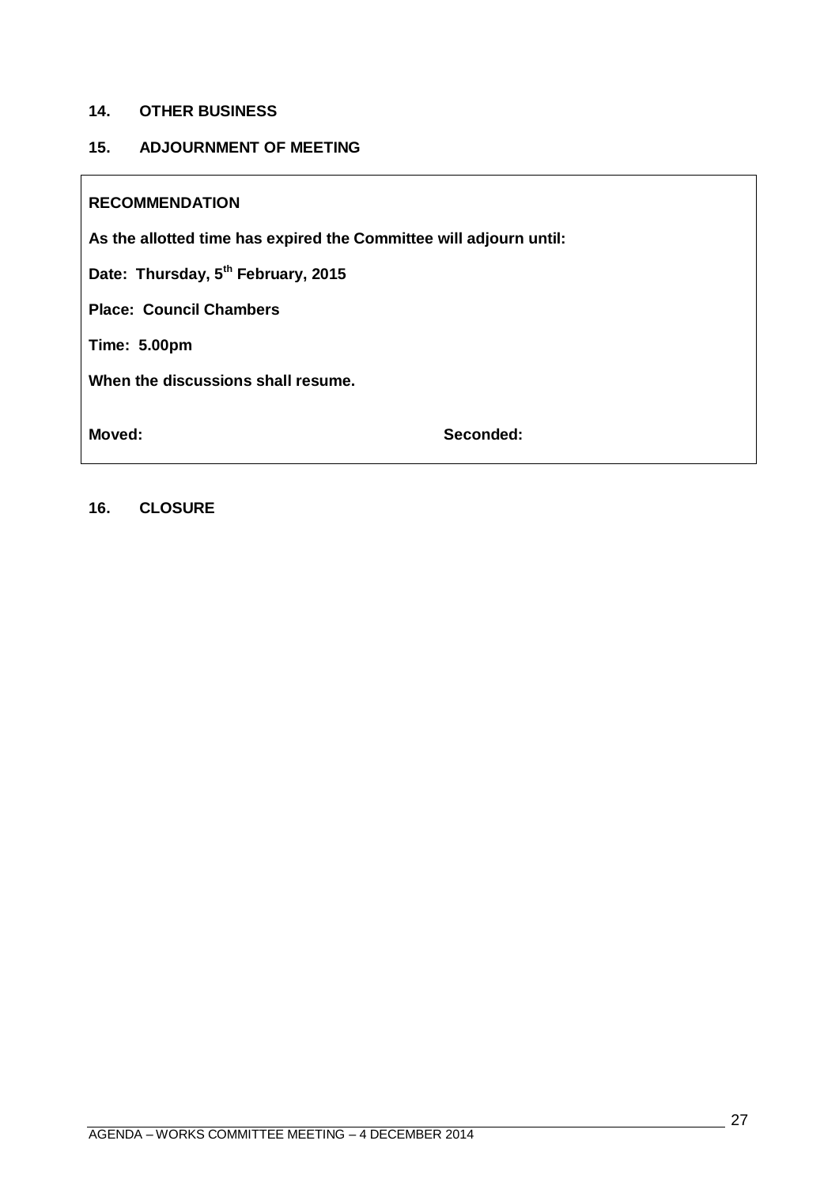## 14. OTHER BUSINESS

## 15. ADJOURNMENT OF MEETING

**RECOMMENDATION**

**As the allotted time has expired the Committee will adjourn until:**

**Date: Thursday, 5th February, 2015**

**Place: Council Chambers**

**Time: 5.00pm**

**When the discussions shall resume.**

**Moved:** **Seconded:**

## 16. CLOSURE